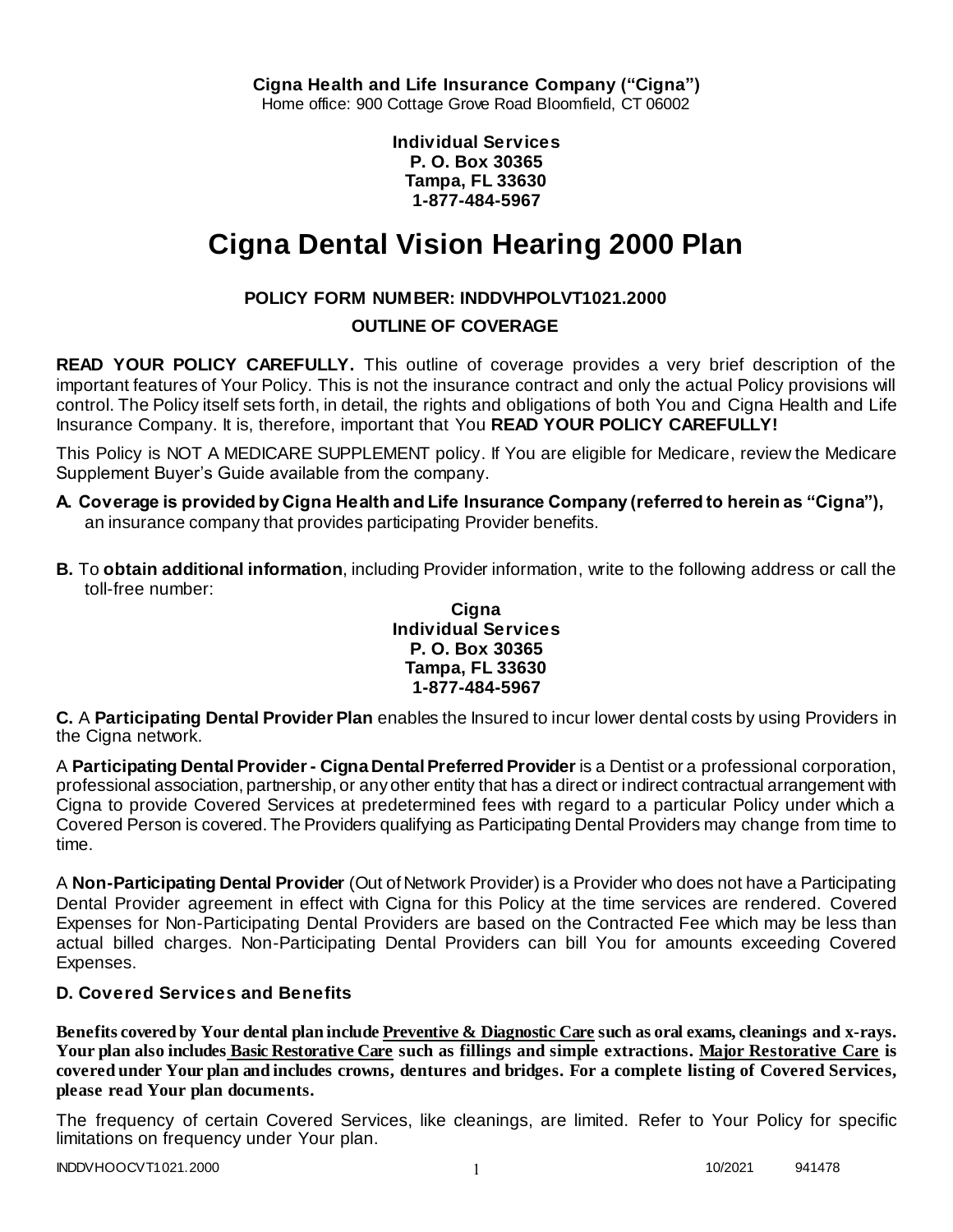**Cigna Health and Life Insurance Company ("Cigna")**
Home office: 900 Cottage Grove Road Bloomfield, CT 06002

**Individual Services**
**P. O. Box 30365**
**Tampa, FL 33630**
**1-877-484-5967**

# Cigna Dental Vision Hearing 2000 Plan

**POLICY FORM NUMBER: INDDVHPOLVT1021.2000**

**OUTLINE OF COVERAGE**

**READ YOUR POLICY CAREFULLY.** This outline of coverage provides a very brief description of the important features of Your Policy. This is not the insurance contract and only the actual Policy provisions will control. The Policy itself sets forth, in detail, the rights and obligations of both You and Cigna Health and Life Insurance Company. It is, therefore, important that You **READ YOUR POLICY CAREFULLY!**

This Policy is NOT A MEDICARE SUPPLEMENT policy. If You are eligible for Medicare, review the Medicare Supplement Buyer's Guide available from the company.

**A. Coverage is provided by Cigna Health and Life Insurance Company (referred to herein as "Cigna"),** an insurance company that provides participating Provider benefits.

**B.** To **obtain additional information**, including Provider information, write to the following address or call the toll-free number:

**Cigna**
**Individual Services**
**P. O. Box 30365**
**Tampa, FL 33630**
**1-877-484-5967**

**C.** A **Participating Dental Provider Plan** enables the Insured to incur lower dental costs by using Providers in the Cigna network.

A **Participating Dental Provider - Cigna Dental Preferred Provider** is a Dentist or a professional corporation, professional association, partnership, or any other entity that has a direct or indirect contractual arrangement with Cigna to provide Covered Services at predetermined fees with regard to a particular Policy under which a Covered Person is covered. The Providers qualifying as Participating Dental Providers may change from time to time.

A **Non-Participating Dental Provider** (Out of Network Provider) is a Provider who does not have a Participating Dental Provider agreement in effect with Cigna for this Policy at the time services are rendered. Covered Expenses for Non-Participating Dental Providers are based on the Contracted Fee which may be less than actual billed charges. Non-Participating Dental Providers can bill You for amounts exceeding Covered Expenses.

### D. Covered Services and Benefits

**Benefits covered by Your dental plan include Preventive & Diagnostic Care such as oral exams, cleanings and x-rays. Your plan also includes Basic Restorative Care such as fillings and simple extractions. Major Restorative Care is covered under Your plan and includes crowns, dentures and bridges. For a complete listing of Covered Services, please read Your plan documents.**

The frequency of certain Covered Services, like cleanings, are limited. Refer to Your Policy for specific limitations on frequency under Your plan.

INDDVHOOCVT1021.2000 10/2021 941478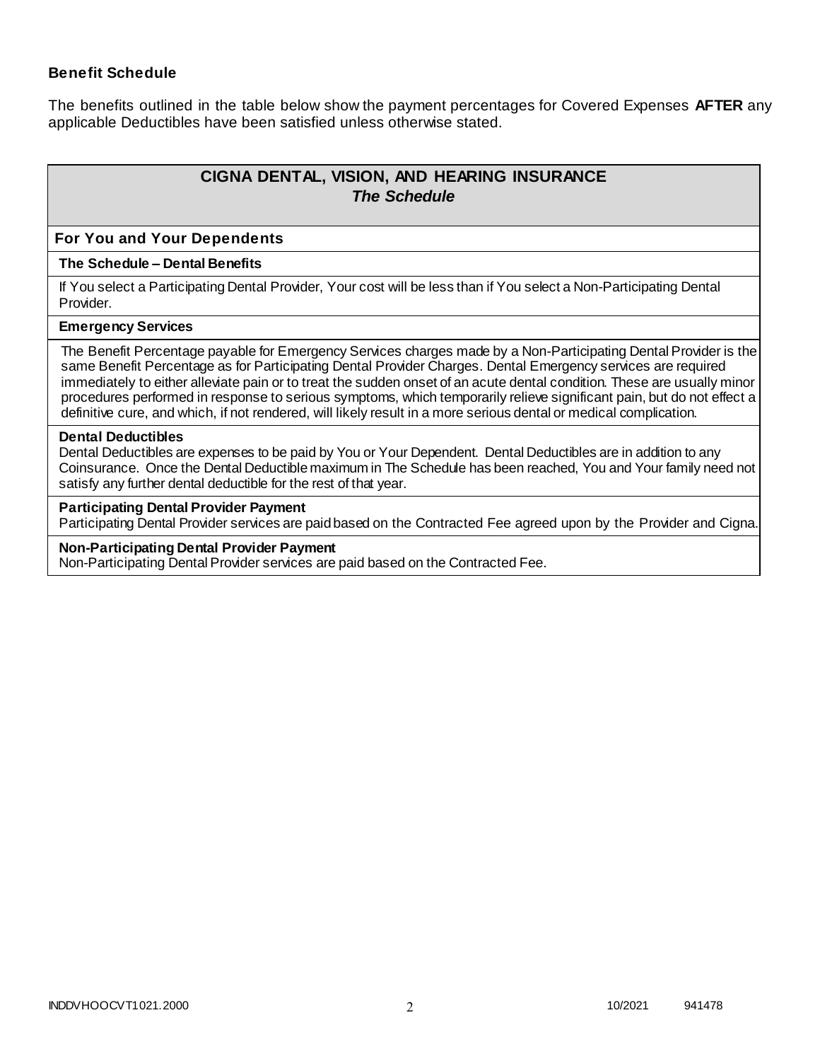### Benefit Schedule

The benefits outlined in the table below show the payment percentages for Covered Expenses **AFTER** any applicable Deductibles have been satisfied unless otherwise stated.

## CIGNA DENTAL, VISION, AND HEARING INSURANCE
### *The Schedule*

**For You and Your Dependents**

**The Schedule – Dental Benefits**

If You select a Participating Dental Provider, Your cost will be less than if You select a Non-Participating Dental Provider.

**Emergency Services**

The Benefit Percentage payable for Emergency Services charges made by a Non-Participating Dental Provider is the same Benefit Percentage as for Participating Dental Provider Charges. Dental Emergency services are required immediately to either alleviate pain or to treat the sudden onset of an acute dental condition. These are usually minor procedures performed in response to serious symptoms, which temporarily relieve significant pain, but do not effect a definitive cure, and which, if not rendered, will likely result in a more serious dental or medical complication.

**Dental Deductibles**

Dental Deductibles are expenses to be paid by You or Your Dependent. Dental Deductibles are in addition to any Coinsurance. Once the Dental Deductible maximum in The Schedule has been reached, You and Your family need not satisfy any further dental deductible for the rest of that year.

**Participating Dental Provider Payment**

Participating Dental Provider services are paid based on the Contracted Fee agreed upon by the Provider and Cigna.

**Non-Participating Dental Provider Payment**

Non-Participating Dental Provider services are paid based on the Contracted Fee.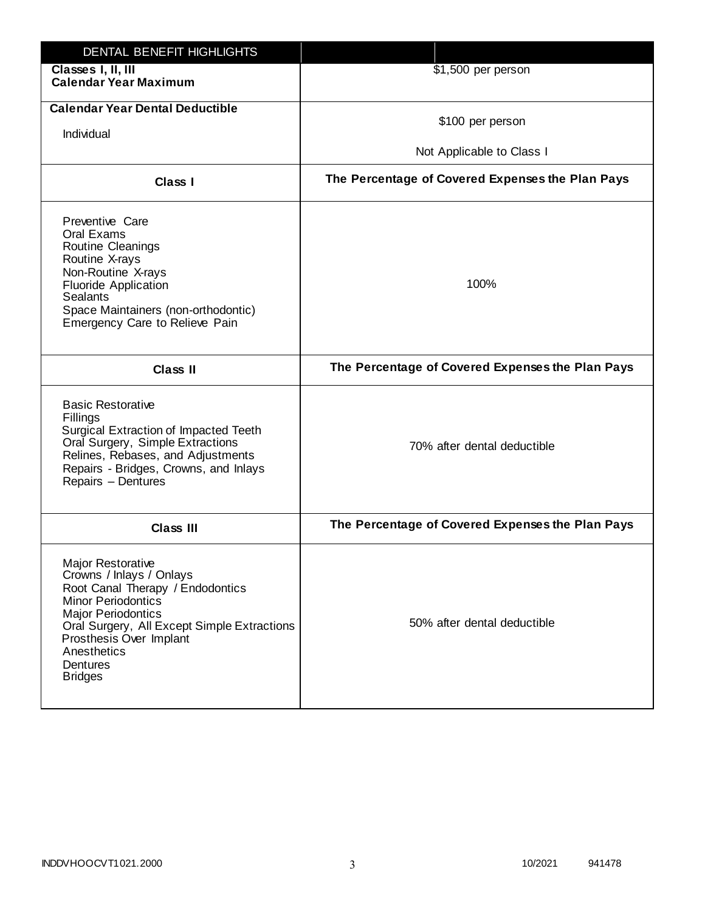| DENTAL BENEFIT HIGHLIGHTS | |
|---|---|
| **Classes I, II, III**<br>**Calendar Year Maximum** | $1,500 per person |
| **Calendar Year Dental Deductible**<br>Individual | $100 per person<br>Not Applicable to Class I |
| **Class I** | **The Percentage of Covered Expenses the Plan Pays** |
| Preventive Care<br>Oral Exams<br>Routine Cleanings<br>Routine X-rays<br>Non-Routine X-rays<br>Fluoride Application<br>Sealants<br>Space Maintainers (non-orthodontic)<br>Emergency Care to Relieve Pain | 100% |
| **Class II** | **The Percentage of Covered Expenses the Plan Pays** |
| Basic Restorative<br>Fillings<br>Surgical Extraction of Impacted Teeth<br>Oral Surgery, Simple Extractions<br>Relines, Rebases, and Adjustments<br>Repairs - Bridges, Crowns, and Inlays<br>Repairs – Dentures | 70% after dental deductible |
| **Class III** | **The Percentage of Covered Expenses the Plan Pays** |
| Major Restorative<br>Crowns / Inlays / Onlays<br>Root Canal Therapy / Endodontics<br>Minor Periodontics<br>Major Periodontics<br>Oral Surgery, All Except Simple Extractions<br>Prosthesis Over Implant<br>Anesthetics<br>Dentures<br>Bridges | 50% after dental deductible |

INDDVHOOCVT1021.2000 10/2021 941478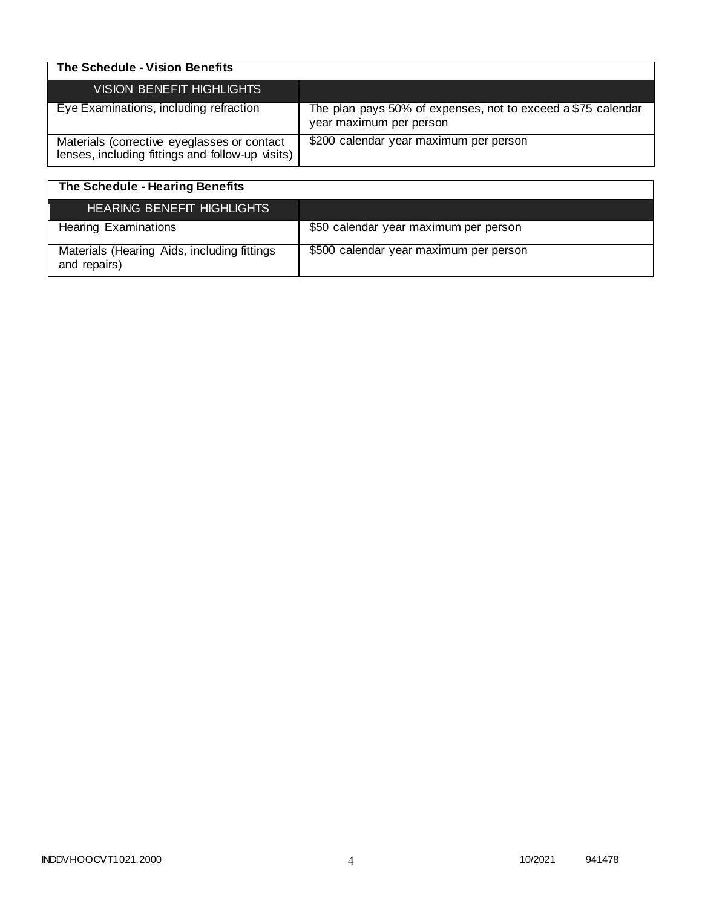| The Schedule - Vision Benefits | |
|---|---|
| VISION BENEFIT HIGHLIGHTS | |
| Eye Examinations, including refraction | The plan pays 50% of expenses, not to exceed a $75 calendar year maximum per person |
| Materials (corrective eyeglasses or contact lenses, including fittings and follow-up visits) | $200 calendar year maximum per person |

| The Schedule - Hearing Benefits | |
|---|---|
| HEARING BENEFIT HIGHLIGHTS | |
| Hearing Examinations | $50 calendar year maximum per person |
| Materials (Hearing Aids, including fittings and repairs) | $500 calendar year maximum per person |

INDDVHOOCVT1021.2000 10/2021 941478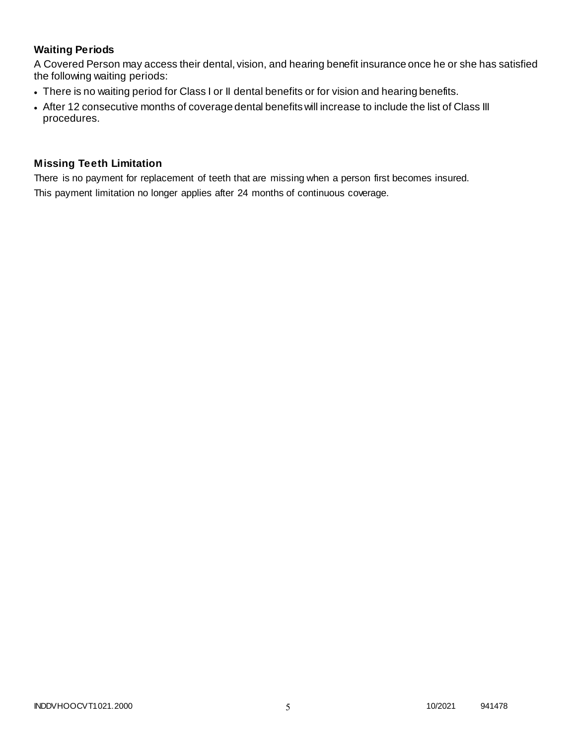### Waiting Periods

A Covered Person may access their dental, vision, and hearing benefit insurance once he or she has satisfied the following waiting periods:

- There is no waiting period for Class I or II dental benefits or for vision and hearing benefits.
- After 12 consecutive months of coverage dental benefits will increase to include the list of Class III procedures.

### Missing Teeth Limitation

There is no payment for replacement of teeth that are missing when a person first becomes insured.

This payment limitation no longer applies after 24 months of continuous coverage.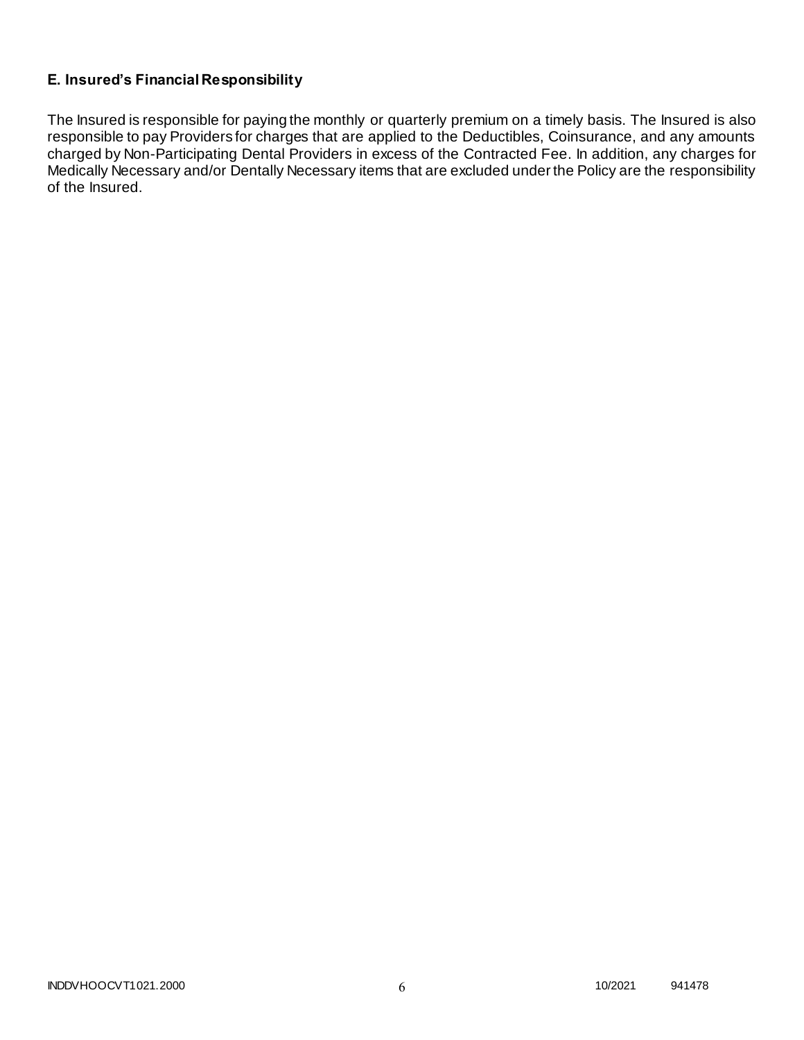### E. Insured's Financial Responsibility

The Insured is responsible for paying the monthly or quarterly premium on a timely basis. The Insured is also responsible to pay Providers for charges that are applied to the Deductibles, Coinsurance, and any amounts charged by Non-Participating Dental Providers in excess of the Contracted Fee. In addition, any charges for Medically Necessary and/or Dentally Necessary items that are excluded under the Policy are the responsibility of the Insured.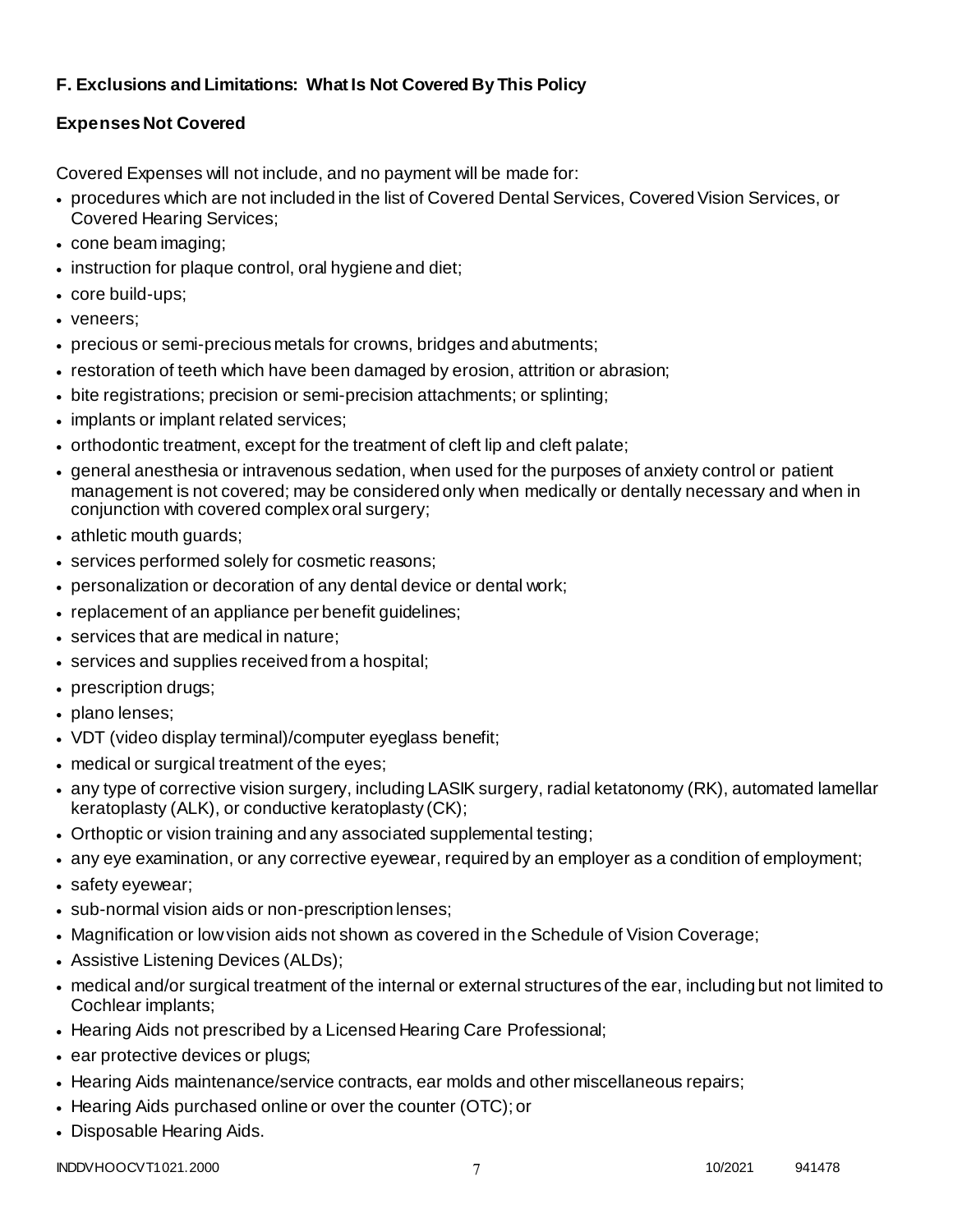**F. Exclusions and Limitations: What Is Not Covered By This Policy**

**Expenses Not Covered**

Covered Expenses will not include, and no payment will be made for:

- procedures which are not included in the list of Covered Dental Services, Covered Vision Services, or Covered Hearing Services;
- cone beam imaging;
- instruction for plaque control, oral hygiene and diet;
- core build-ups;
- veneers;
- precious or semi-precious metals for crowns, bridges and abutments;
- restoration of teeth which have been damaged by erosion, attrition or abrasion;
- bite registrations; precision or semi-precision attachments; or splinting;
- implants or implant related services;
- orthodontic treatment, except for the treatment of cleft lip and cleft palate;
- general anesthesia or intravenous sedation, when used for the purposes of anxiety control or patient management is not covered; may be considered only when medically or dentally necessary and when in conjunction with covered complex oral surgery;
- athletic mouth guards;
- services performed solely for cosmetic reasons;
- personalization or decoration of any dental device or dental work;
- replacement of an appliance per benefit guidelines;
- services that are medical in nature;
- services and supplies received from a hospital;
- prescription drugs;
- plano lenses;
- VDT (video display terminal)/computer eyeglass benefit;
- medical or surgical treatment of the eyes;
- any type of corrective vision surgery, including LASIK surgery, radial ketatonomy (RK), automated lamellar keratoplasty (ALK), or conductive keratoplasty (CK);
- Orthoptic or vision training and any associated supplemental testing;
- any eye examination, or any corrective eyewear, required by an employer as a condition of employment;
- safety eyewear;
- sub-normal vision aids or non-prescription lenses;
- Magnification or low vision aids not shown as covered in the Schedule of Vision Coverage;
- Assistive Listening Devices (ALDs);
- medical and/or surgical treatment of the internal or external structures of the ear, including but not limited to Cochlear implants;
- Hearing Aids not prescribed by a Licensed Hearing Care Professional;
- ear protective devices or plugs;
- Hearing Aids maintenance/service contracts, ear molds and other miscellaneous repairs;
- Hearing Aids purchased online or over the counter (OTC); or
- Disposable Hearing Aids.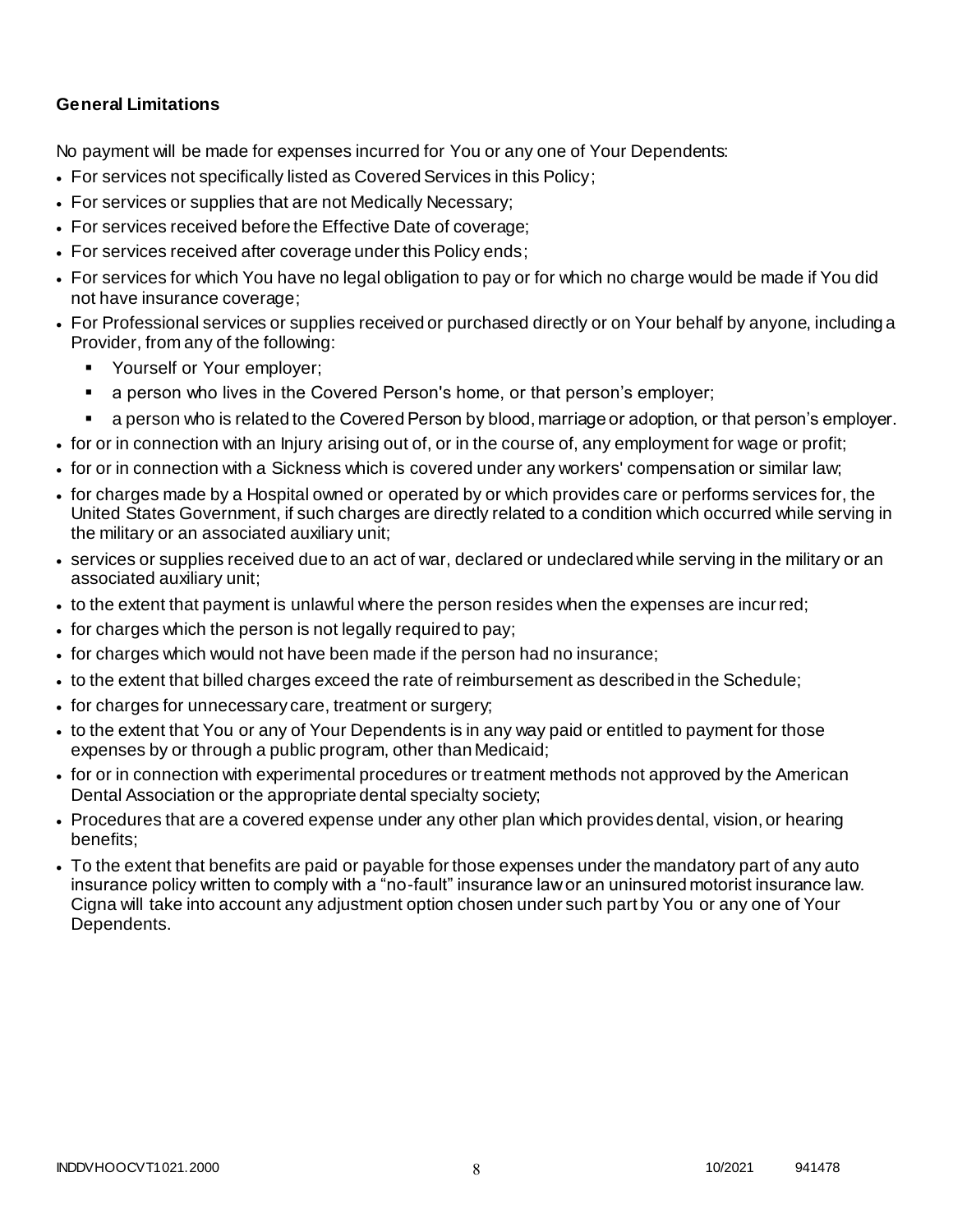### General Limitations

No payment will be made for expenses incurred for You or any one of Your Dependents:

- For services not specifically listed as Covered Services in this Policy;
- For services or supplies that are not Medically Necessary;
- For services received before the Effective Date of coverage;
- For services received after coverage under this Policy ends;
- For services for which You have no legal obligation to pay or for which no charge would be made if You did not have insurance coverage;
- For Professional services or supplies received or purchased directly or on Your behalf by anyone, including a Provider, from any of the following:
  - Yourself or Your employer;
  - a person who lives in the Covered Person's home, or that person's employer;
  - a person who is related to the Covered Person by blood, marriage or adoption, or that person's employer.
- for or in connection with an Injury arising out of, or in the course of, any employment for wage or profit;
- for or in connection with a Sickness which is covered under any workers' compensation or similar law;
- for charges made by a Hospital owned or operated by or which provides care or performs services for, the United States Government, if such charges are directly related to a condition which occurred while serving in the military or an associated auxiliary unit;
- services or supplies received due to an act of war, declared or undeclared while serving in the military or an associated auxiliary unit;
- to the extent that payment is unlawful where the person resides when the expenses are incurred;
- for charges which the person is not legally required to pay;
- for charges which would not have been made if the person had no insurance;
- to the extent that billed charges exceed the rate of reimbursement as described in the Schedule;
- for charges for unnecessary care, treatment or surgery;
- to the extent that You or any of Your Dependents is in any way paid or entitled to payment for those expenses by or through a public program, other than Medicaid;
- for or in connection with experimental procedures or treatment methods not approved by the American Dental Association or the appropriate dental specialty society;
- Procedures that are a covered expense under any other plan which provides dental, vision, or hearing benefits;
- To the extent that benefits are paid or payable for those expenses under the mandatory part of any auto insurance policy written to comply with a "no-fault" insurance law or an uninsured motorist insurance law. Cigna will take into account any adjustment option chosen under such part by You or any one of Your Dependents.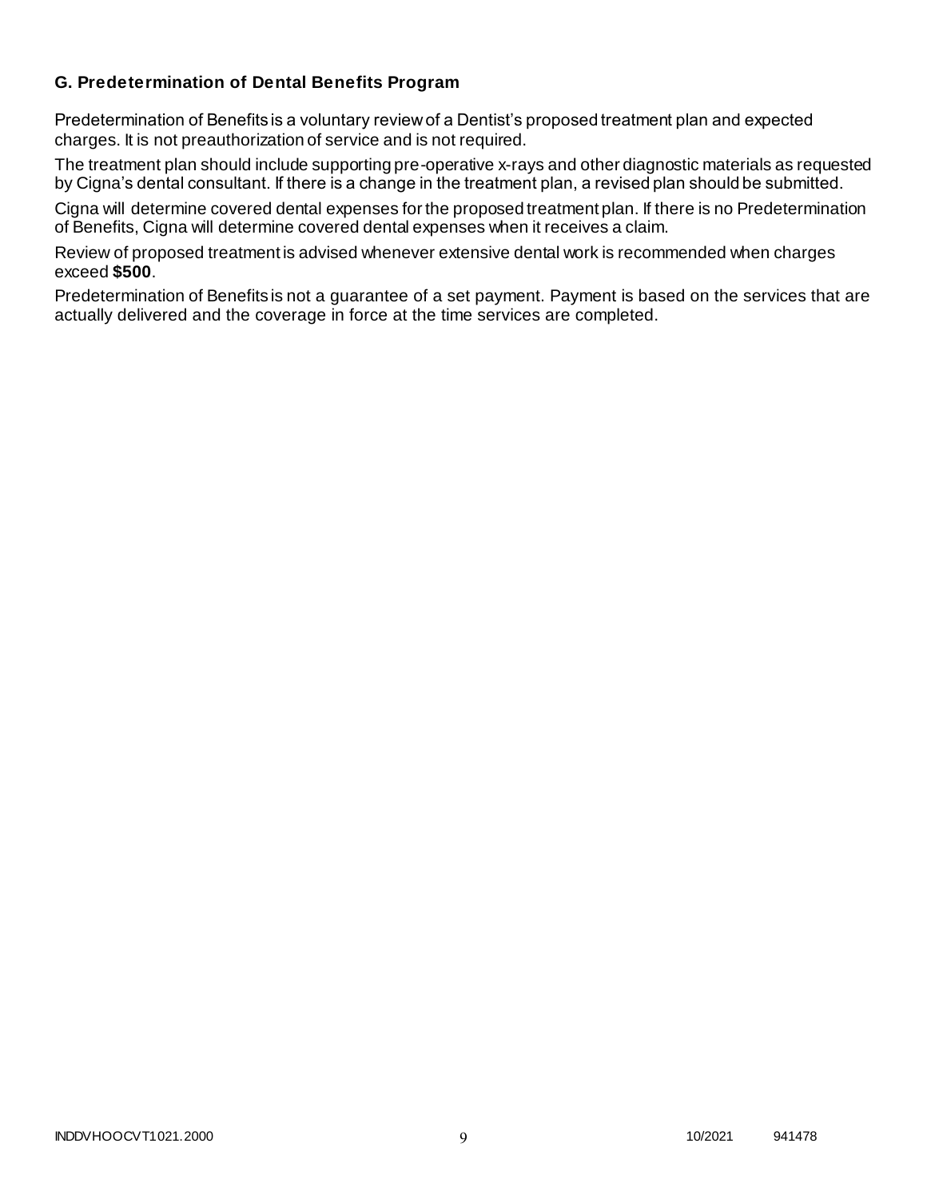### G. Predetermination of Dental Benefits Program

Predetermination of Benefits is a voluntary review of a Dentist's proposed treatment plan and expected charges. It is not preauthorization of service and is not required.

The treatment plan should include supporting pre-operative x-rays and other diagnostic materials as requested by Cigna's dental consultant. If there is a change in the treatment plan, a revised plan should be submitted.

Cigna will determine covered dental expenses for the proposed treatment plan. If there is no Predetermination of Benefits, Cigna will determine covered dental expenses when it receives a claim.

Review of proposed treatment is advised whenever extensive dental work is recommended when charges exceed **$500**.

Predetermination of Benefits is not a guarantee of a set payment. Payment is based on the services that are actually delivered and the coverage in force at the time services are completed.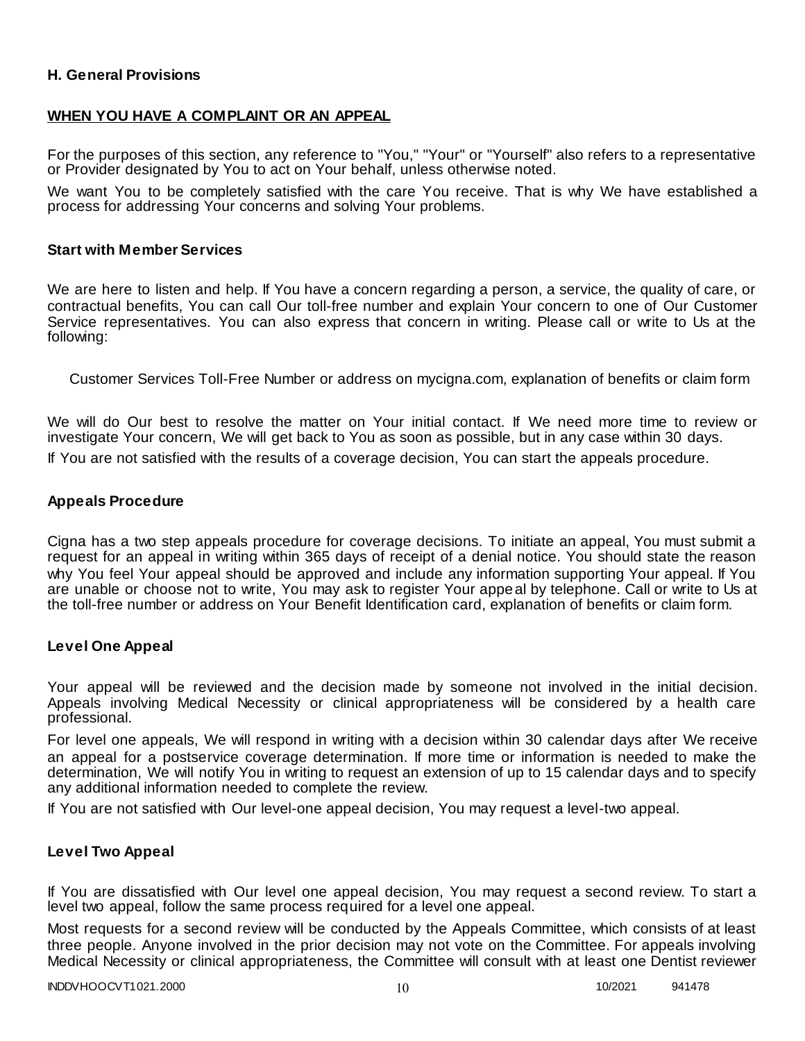### H. General Provisions

#### WHEN YOU HAVE A COMPLAINT OR AN APPEAL

For the purposes of this section, any reference to "You," "Your" or "Yourself" also refers to a representative or Provider designated by You to act on Your behalf, unless otherwise noted.

We want You to be completely satisfied with the care You receive. That is why We have established a process for addressing Your concerns and solving Your problems.

#### Start with Member Services

We are here to listen and help. If You have a concern regarding a person, a service, the quality of care, or contractual benefits, You can call Our toll-free number and explain Your concern to one of Our Customer Service representatives. You can also express that concern in writing. Please call or write to Us at the following:

Customer Services Toll-Free Number or address on mycigna.com, explanation of benefits or claim form

We will do Our best to resolve the matter on Your initial contact. If We need more time to review or investigate Your concern, We will get back to You as soon as possible, but in any case within 30 days.

If You are not satisfied with the results of a coverage decision, You can start the appeals procedure.

#### Appeals Procedure

Cigna has a two step appeals procedure for coverage decisions. To initiate an appeal, You must submit a request for an appeal in writing within 365 days of receipt of a denial notice. You should state the reason why You feel Your appeal should be approved and include any information supporting Your appeal. If You are unable or choose not to write, You may ask to register Your appeal by telephone. Call or write to Us at the toll-free number or address on Your Benefit Identification card, explanation of benefits or claim form.

#### Level One Appeal

Your appeal will be reviewed and the decision made by someone not involved in the initial decision. Appeals involving Medical Necessity or clinical appropriateness will be considered by a health care professional.

For level one appeals, We will respond in writing with a decision within 30 calendar days after We receive an appeal for a postservice coverage determination. If more time or information is needed to make the determination, We will notify You in writing to request an extension of up to 15 calendar days and to specify any additional information needed to complete the review.

If You are not satisfied with Our level-one appeal decision, You may request a level-two appeal.

#### Level Two Appeal

If You are dissatisfied with Our level one appeal decision, You may request a second review. To start a level two appeal, follow the same process required for a level one appeal.

Most requests for a second review will be conducted by the Appeals Committee, which consists of at least three people. Anyone involved in the prior decision may not vote on the Committee. For appeals involving Medical Necessity or clinical appropriateness, the Committee will consult with at least one Dentist reviewer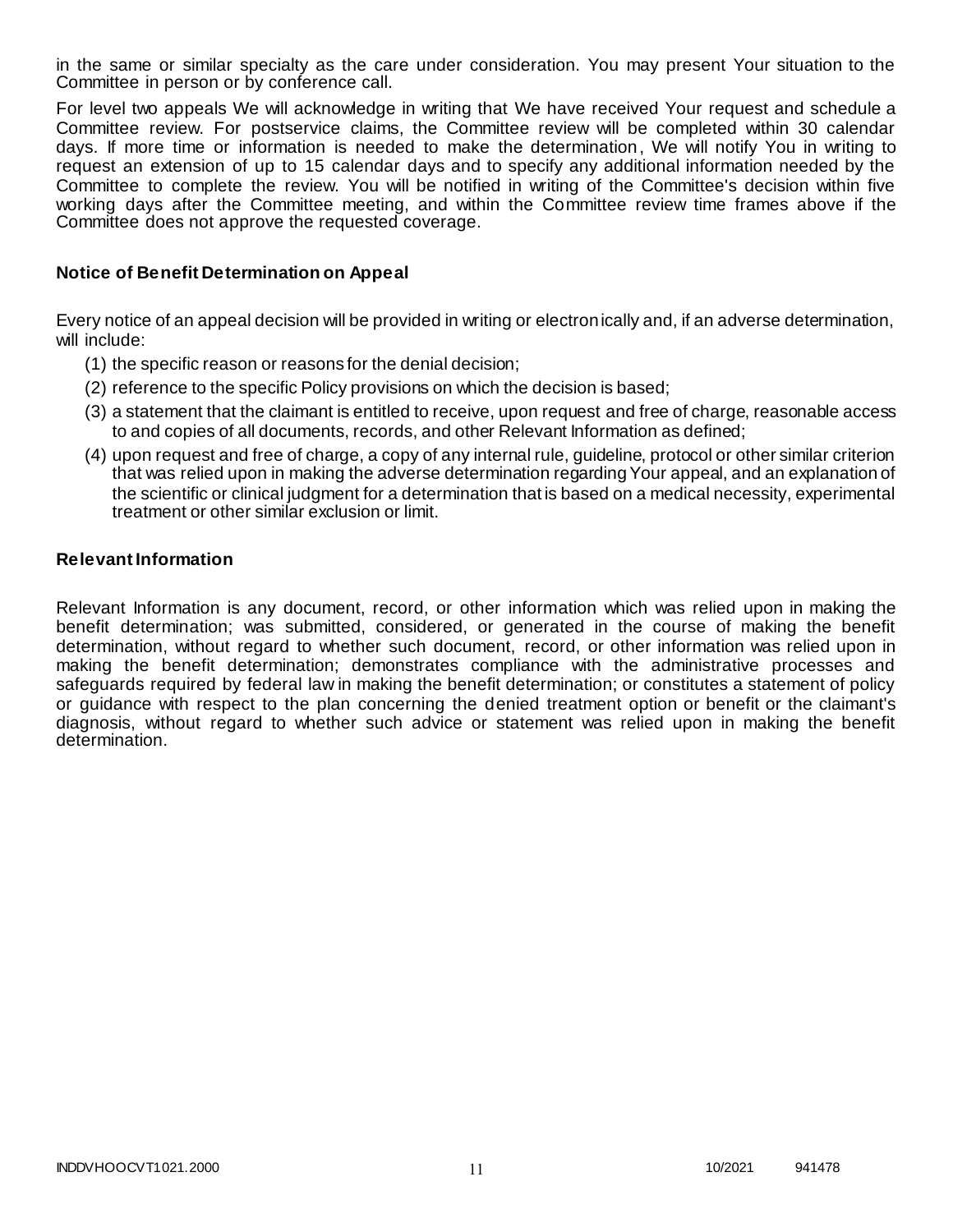in the same or similar specialty as the care under consideration. You may present Your situation to the Committee in person or by conference call.

For level two appeals We will acknowledge in writing that We have received Your request and schedule a Committee review. For postservice claims, the Committee review will be completed within 30 calendar days. If more time or information is needed to make the determination, We will notify You in writing to request an extension of up to 15 calendar days and to specify any additional information needed by the Committee to complete the review. You will be notified in writing of the Committee's decision within five working days after the Committee meeting, and within the Committee review time frames above if the Committee does not approve the requested coverage.

### Notice of Benefit Determination on Appeal

Every notice of an appeal decision will be provided in writing or electronically and, if an adverse determination, will include:

(1) the specific reason or reasons for the denial decision;

(2) reference to the specific Policy provisions on which the decision is based;

(3) a statement that the claimant is entitled to receive, upon request and free of charge, reasonable access to and copies of all documents, records, and other Relevant Information as defined;

(4) upon request and free of charge, a copy of any internal rule, guideline, protocol or other similar criterion that was relied upon in making the adverse determination regarding Your appeal, and an explanation of the scientific or clinical judgment for a determination that is based on a medical necessity, experimental treatment or other similar exclusion or limit.

### Relevant Information

Relevant Information is any document, record, or other information which was relied upon in making the benefit determination; was submitted, considered, or generated in the course of making the benefit determination, without regard to whether such document, record, or other information was relied upon in making the benefit determination; demonstrates compliance with the administrative processes and safeguards required by federal law in making the benefit determination; or constitutes a statement of policy or guidance with respect to the plan concerning the denied treatment option or benefit or the claimant's diagnosis, without regard to whether such advice or statement was relied upon in making the benefit determination.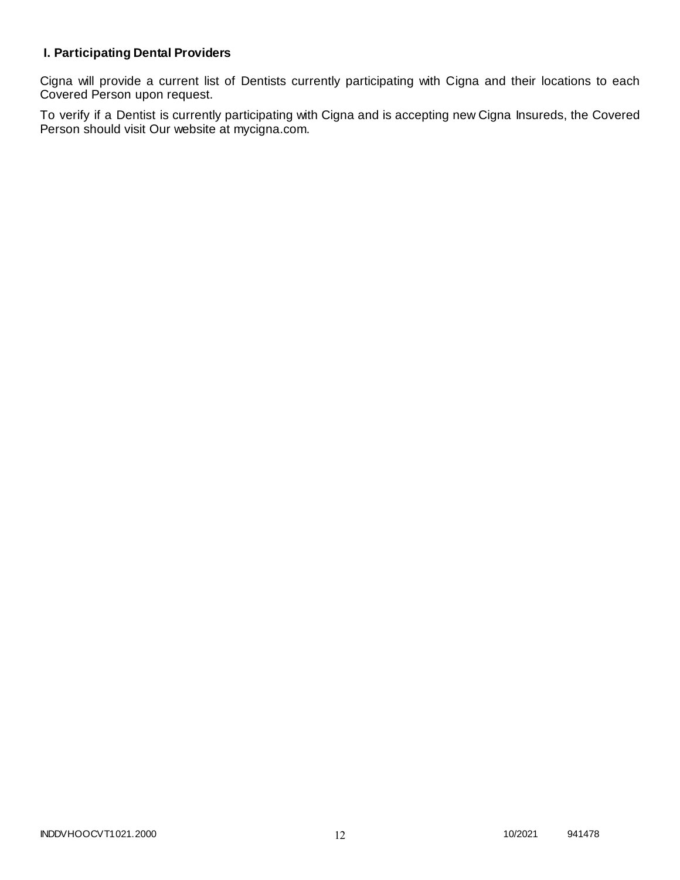### I. Participating Dental Providers

Cigna will provide a current list of Dentists currently participating with Cigna and their locations to each Covered Person upon request.

To verify if a Dentist is currently participating with Cigna and is accepting new Cigna Insureds, the Covered Person should visit Our website at mycigna.com.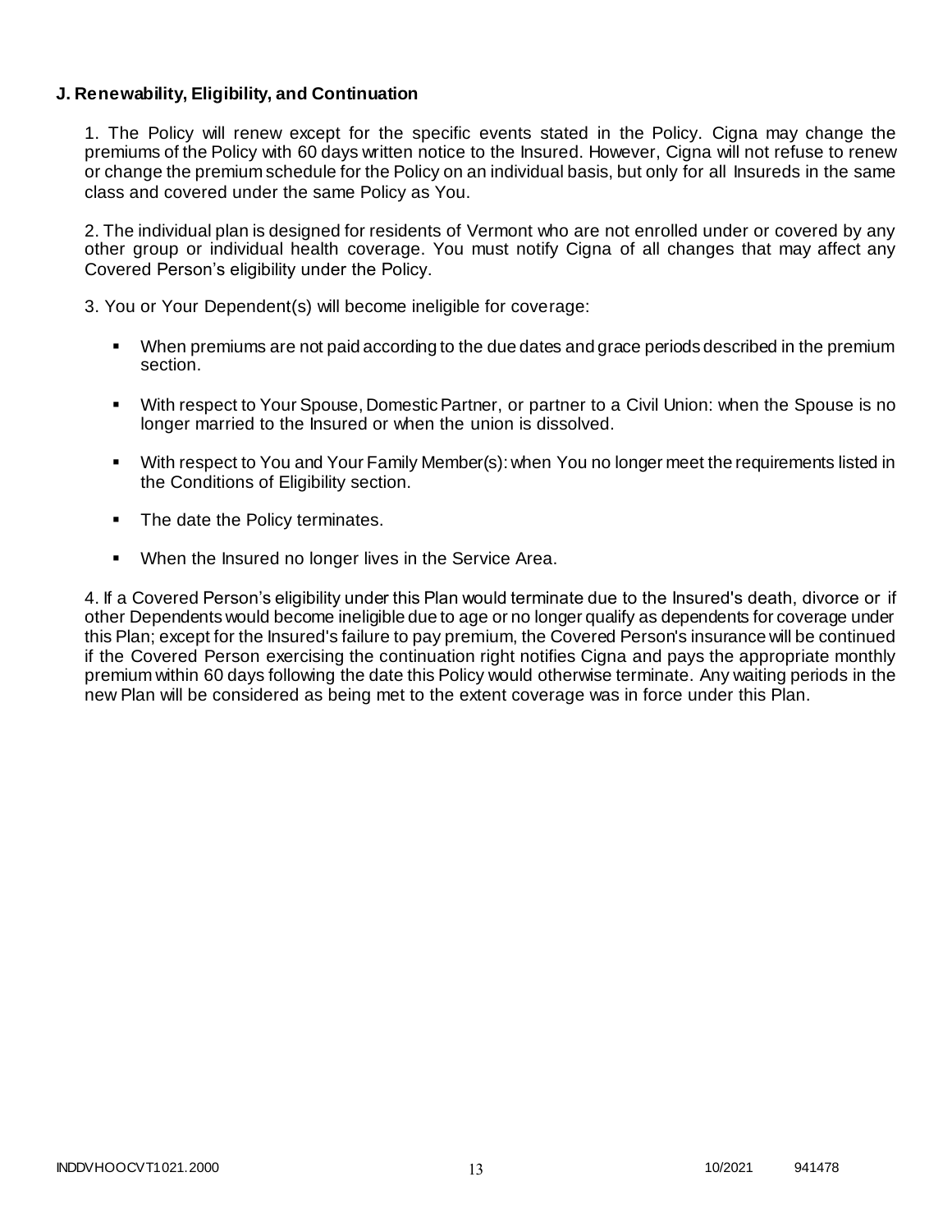**J. Renewability, Eligibility, and Continuation**

1. The Policy will renew except for the specific events stated in the Policy. Cigna may change the premiums of the Policy with 60 days written notice to the Insured. However, Cigna will not refuse to renew or change the premium schedule for the Policy on an individual basis, but only for all Insureds in the same class and covered under the same Policy as You.

2. The individual plan is designed for residents of Vermont who are not enrolled under or covered by any other group or individual health coverage. You must notify Cigna of all changes that may affect any Covered Person's eligibility under the Policy.

3. You or Your Dependent(s) will become ineligible for coverage:

- When premiums are not paid according to the due dates and grace periods described in the premium section.
- With respect to Your Spouse, Domestic Partner, or partner to a Civil Union: when the Spouse is no longer married to the Insured or when the union is dissolved.
- With respect to You and Your Family Member(s): when You no longer meet the requirements listed in the Conditions of Eligibility section.
- The date the Policy terminates.
- When the Insured no longer lives in the Service Area.

4. If a Covered Person's eligibility under this Plan would terminate due to the Insured's death, divorce or if other Dependents would become ineligible due to age or no longer qualify as dependents for coverage under this Plan; except for the Insured's failure to pay premium, the Covered Person's insurance will be continued if the Covered Person exercising the continuation right notifies Cigna and pays the appropriate monthly premium within 60 days following the date this Policy would otherwise terminate. Any waiting periods in the new Plan will be considered as being met to the extent coverage was in force under this Plan.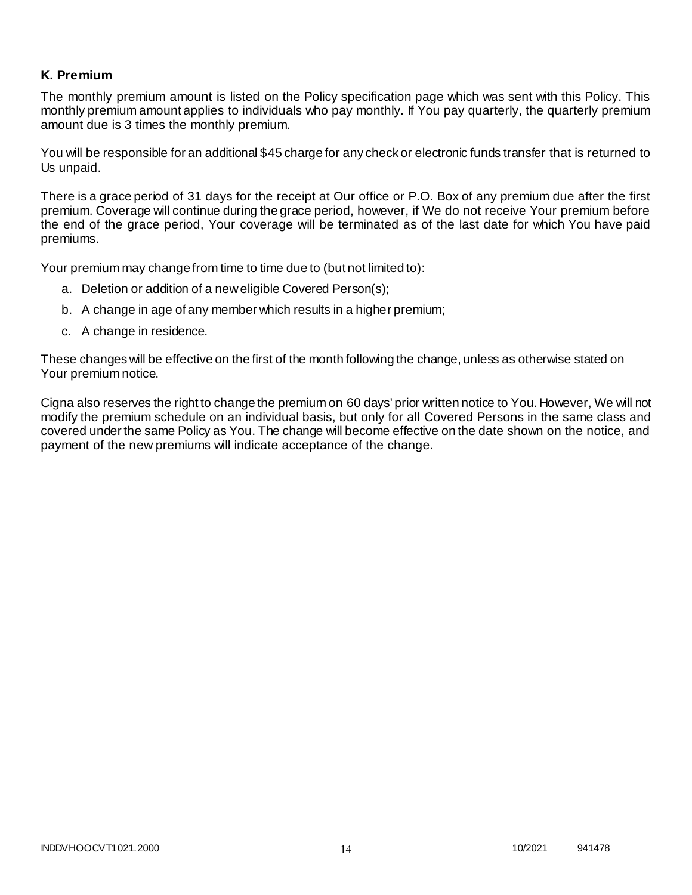**K. Premium**

The monthly premium amount is listed on the Policy specification page which was sent with this Policy. This monthly premium amount applies to individuals who pay monthly. If You pay quarterly, the quarterly premium amount due is 3 times the monthly premium.

You will be responsible for an additional $45 charge for any check or electronic funds transfer that is returned to Us unpaid.

There is a grace period of 31 days for the receipt at Our office or P.O. Box of any premium due after the first premium. Coverage will continue during the grace period, however, if We do not receive Your premium before the end of the grace period, Your coverage will be terminated as of the last date for which You have paid premiums.

Your premium may change from time to time due to (but not limited to):

a. Deletion or addition of a new eligible Covered Person(s);
b. A change in age of any member which results in a higher premium;
c. A change in residence.

These changes will be effective on the first of the month following the change, unless as otherwise stated on Your premium notice.

Cigna also reserves the right to change the premium on 60 days' prior written notice to You. However, We will not modify the premium schedule on an individual basis, but only for all Covered Persons in the same class and covered under the same Policy as You. The change will become effective on the date shown on the notice, and payment of the new premiums will indicate acceptance of the change.